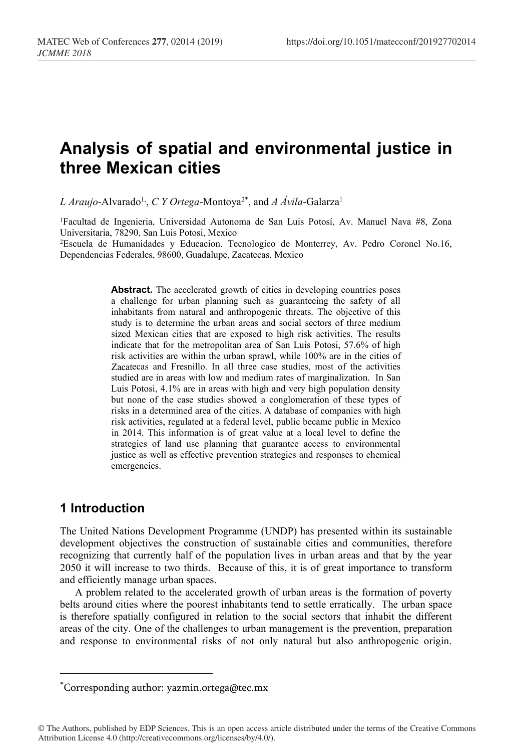# Analysis of spatial and environmental justice in three Mexican cities

*L Araujo*-Alvarado[1], *C Y Ortega*-Montoya[2*], and *A Ávila*-Galarza[1]

[1]Facultad de Ingenieria, Universidad Autonoma de San Luis Potosí, Av. Manuel Nava #8, Zona Universitaria, 78290, San Luis Potosi, Mexico

[2]Escuela de Humanidades y Educacion. Tecnologico de Monterrey, Av. Pedro Coronel No.16, Dependencias Federales, 98600, Guadalupe, Zacatecas, Mexico

**Abstract.** The accelerated growth of cities in developing countries poses a challenge for urban planning such as guaranteeing the safety of all inhabitants from natural and anthropogenic threats. The objective of this study is to determine the urban areas and social sectors of three medium sized Mexican cities that are exposed to high risk activities. The results indicate that for the metropolitan area of San Luis Potosi, 57.6% of high risk activities are within the urban sprawl, while 100% are in the cities of Zacatecas and Fresnillo. In all three case studies, most of the activities studied are in areas with low and medium rates of marginalization. In San Luis Potosi, 4.1% are in areas with high and very high population density but none of the case studies showed a conglomeration of these types of risks in a determined area of the cities. A database of companies with high risk activities, regulated at a federal level, public became public in Mexico in 2014. This information is of great value at a local level to define the strategies of land use planning that guarantee access to environmental justice as well as effective prevention strategies and responses to chemical emergencies.

## 1 Introduction

The United Nations Development Programme (UNDP) has presented within its sustainable development objectives the construction of sustainable cities and communities, therefore recognizing that currently half of the population lives in urban areas and that by the year 2050 it will increase to two thirds. Because of this, it is of great importance to transform and efficiently manage urban spaces.

A problem related to the accelerated growth of urban areas is the formation of poverty belts around cities where the poorest inhabitants tend to settle erratically. The urban space is therefore spatially configured in relation to the social sectors that inhabit the different areas of the city. One of the challenges to urban management is the prevention, preparation and response to environmental risks of not only natural but also anthropogenic origin.

*Corresponding author: yazmin.ortega@tec.mx

© The Authors, published by EDP Sciences. This is an open access article distributed under the terms of the Creative Commons Attribution License 4.0 (http://creativecommons.org/licenses/by/4.0/).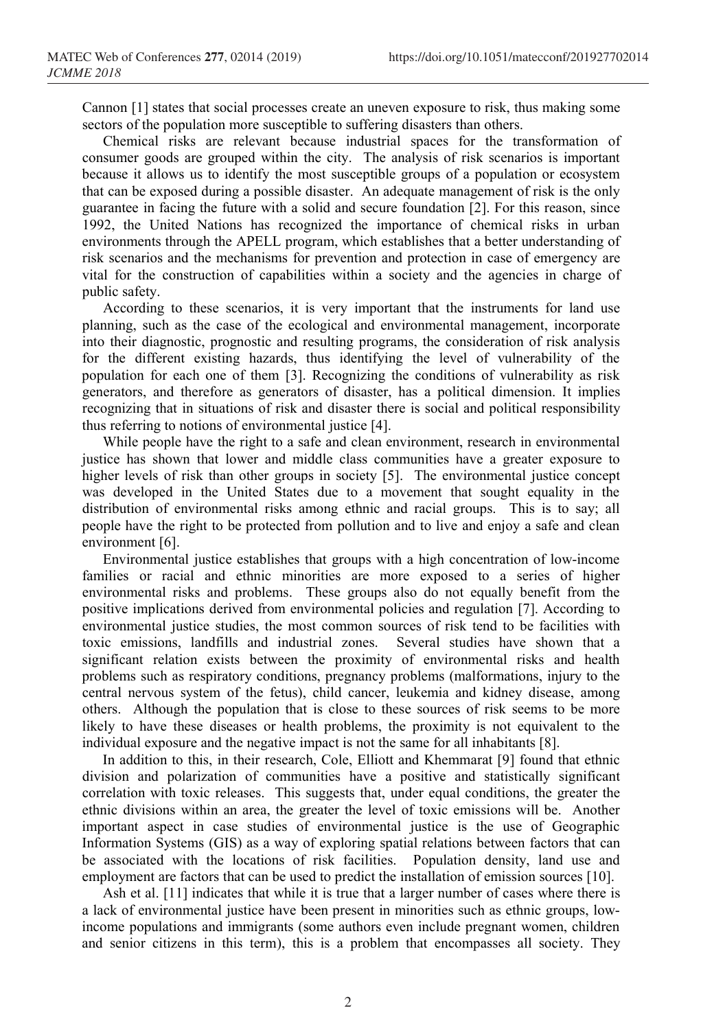Cannon [1] states that social processes create an uneven exposure to risk, thus making some sectors of the population more susceptible to suffering disasters than others.

Chemical risks are relevant because industrial spaces for the transformation of consumer goods are grouped within the city. The analysis of risk scenarios is important because it allows us to identify the most susceptible groups of a population or ecosystem that can be exposed during a possible disaster. An adequate management of risk is the only guarantee in facing the future with a solid and secure foundation [2]. For this reason, since 1992, the United Nations has recognized the importance of chemical risks in urban environments through the APELL program, which establishes that a better understanding of risk scenarios and the mechanisms for prevention and protection in case of emergency are vital for the construction of capabilities within a society and the agencies in charge of public safety.

According to these scenarios, it is very important that the instruments for land use planning, such as the case of the ecological and environmental management, incorporate into their diagnostic, prognostic and resulting programs, the consideration of risk analysis for the different existing hazards, thus identifying the level of vulnerability of the population for each one of them [3]. Recognizing the conditions of vulnerability as risk generators, and therefore as generators of disaster, has a political dimension. It implies recognizing that in situations of risk and disaster there is social and political responsibility thus referring to notions of environmental justice [4].

While people have the right to a safe and clean environment, research in environmental justice has shown that lower and middle class communities have a greater exposure to higher levels of risk than other groups in society [5]. The environmental justice concept was developed in the United States due to a movement that sought equality in the distribution of environmental risks among ethnic and racial groups. This is to say; all people have the right to be protected from pollution and to live and enjoy a safe and clean environment [6].

Environmental justice establishes that groups with a high concentration of low-income families or racial and ethnic minorities are more exposed to a series of higher environmental risks and problems. These groups also do not equally benefit from the positive implications derived from environmental policies and regulation [7]. According to environmental justice studies, the most common sources of risk tend to be facilities with toxic emissions, landfills and industrial zones. Several studies have shown that a significant relation exists between the proximity of environmental risks and health problems such as respiratory conditions, pregnancy problems (malformations, injury to the central nervous system of the fetus), child cancer, leukemia and kidney disease, among others. Although the population that is close to these sources of risk seems to be more likely to have these diseases or health problems, the proximity is not equivalent to the individual exposure and the negative impact is not the same for all inhabitants [8].

In addition to this, in their research, Cole, Elliott and Khemmarat [9] found that ethnic division and polarization of communities have a positive and statistically significant correlation with toxic releases. This suggests that, under equal conditions, the greater the ethnic divisions within an area, the greater the level of toxic emissions will be. Another important aspect in case studies of environmental justice is the use of Geographic Information Systems (GIS) as a way of exploring spatial relations between factors that can be associated with the locations of risk facilities. Population density, land use and employment are factors that can be used to predict the installation of emission sources [10].

Ash et al. [11] indicates that while it is true that a larger number of cases where there is a lack of environmental justice have been present in minorities such as ethnic groups, low-income populations and immigrants (some authors even include pregnant women, children and senior citizens in this term), this is a problem that encompasses all society. They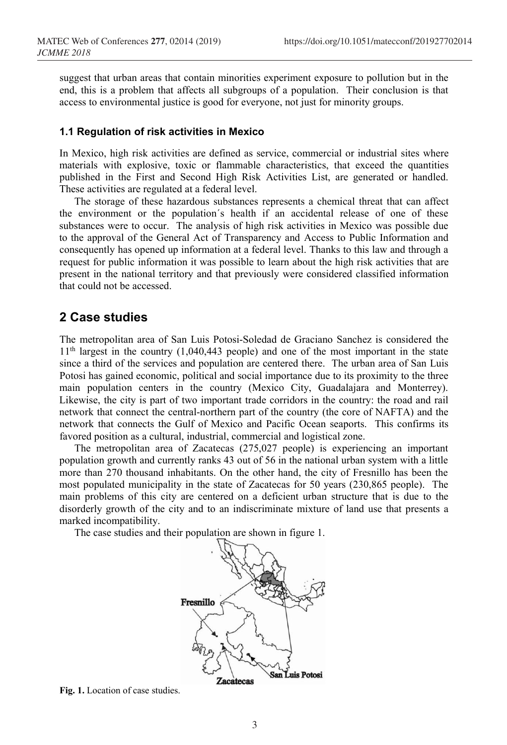suggest that urban areas that contain minorities experiment exposure to pollution but in the end, this is a problem that affects all subgroups of a population. Their conclusion is that access to environmental justice is good for everyone, not just for minority groups.

### 1.1 Regulation of risk activities in Mexico

In Mexico, high risk activities are defined as service, commercial or industrial sites where materials with explosive, toxic or flammable characteristics, that exceed the quantities published in the First and Second High Risk Activities List, are generated or handled. These activities are regulated at a federal level.

The storage of these hazardous substances represents a chemical threat that can affect the environment or the population´s health if an accidental release of one of these substances were to occur. The analysis of high risk activities in Mexico was possible due to the approval of the General Act of Transparency and Access to Public Information and consequently has opened up information at a federal level. Thanks to this law and through a request for public information it was possible to learn about the high risk activities that are present in the national territory and that previously were considered classified information that could not be accessed.

## 2 Case studies

The metropolitan area of San Luis Potosi-Soledad de Graciano Sanchez is considered the 11th largest in the country (1,040,443 people) and one of the most important in the state since a third of the services and population are centered there. The urban area of San Luis Potosi has gained economic, political and social importance due to its proximity to the three main population centers in the country (Mexico City, Guadalajara and Monterrey). Likewise, the city is part of two important trade corridors in the country: the road and rail network that connect the central-northern part of the country (the core of NAFTA) and the network that connects the Gulf of Mexico and Pacific Ocean seaports. This confirms its favored position as a cultural, industrial, commercial and logistical zone.

The metropolitan area of Zacatecas (275,027 people) is experiencing an important population growth and currently ranks 43 out of 56 in the national urban system with a little more than 270 thousand inhabitants. On the other hand, the city of Fresnillo has been the most populated municipality in the state of Zacatecas for 50 years (230,865 people). The main problems of this city are centered on a deficient urban structure that is due to the disorderly growth of the city and to an indiscriminate mixture of land use that presents a marked incompatibility.

The case studies and their population are shown in figure 1.

**Fig. 1.** Location of case studies.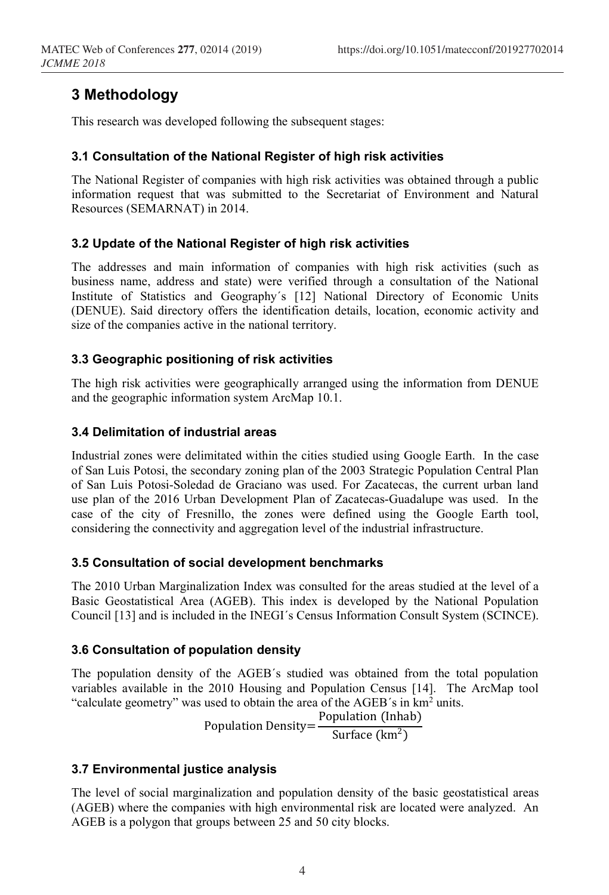## 3 Methodology

This research was developed following the subsequent stages:

### 3.1 Consultation of the National Register of high risk activities

The National Register of companies with high risk activities was obtained through a public information request that was submitted to the Secretariat of Environment and Natural Resources (SEMARNAT) in 2014.

### 3.2 Update of the National Register of high risk activities

The addresses and main information of companies with high risk activities (such as business name, address and state) were verified through a consultation of the National Institute of Statistics and Geography´s [12] National Directory of Economic Units (DENUE). Said directory offers the identification details, location, economic activity and size of the companies active in the national territory.

### 3.3 Geographic positioning of risk activities

The high risk activities were geographically arranged using the information from DENUE and the geographic information system ArcMap 10.1.

### 3.4 Delimitation of industrial areas

Industrial zones were delimitated within the cities studied using Google Earth. In the case of San Luis Potosi, the secondary zoning plan of the 2003 Strategic Population Central Plan of San Luis Potosi-Soledad de Graciano was used. For Zacatecas, the current urban land use plan of the 2016 Urban Development Plan of Zacatecas-Guadalupe was used. In the case of the city of Fresnillo, the zones were defined using the Google Earth tool, considering the connectivity and aggregation level of the industrial infrastructure.

### 3.5 Consultation of social development benchmarks

The 2010 Urban Marginalization Index was consulted for the areas studied at the level of a Basic Geostatistical Area (AGEB). This index is developed by the National Population Council [13] and is included in the INEGI´s Census Information Consult System (SCINCE).

### 3.6 Consultation of population density

The population density of the AGEB´s studied was obtained from the total population variables available in the 2010 Housing and Population Census [14]. The ArcMap tool “calculate geometry” was used to obtain the area of the AGEB´s in $km^2$ units.

$$\text{Population Density} = \frac{\text{Population (Inhab)}}{\text{Surface (km}^2\text{)}}$$

### 3.7 Environmental justice analysis

The level of social marginalization and population density of the basic geostatistical areas (AGEB) where the companies with high environmental risk are located were analyzed. An AGEB is a polygon that groups between 25 and 50 city blocks.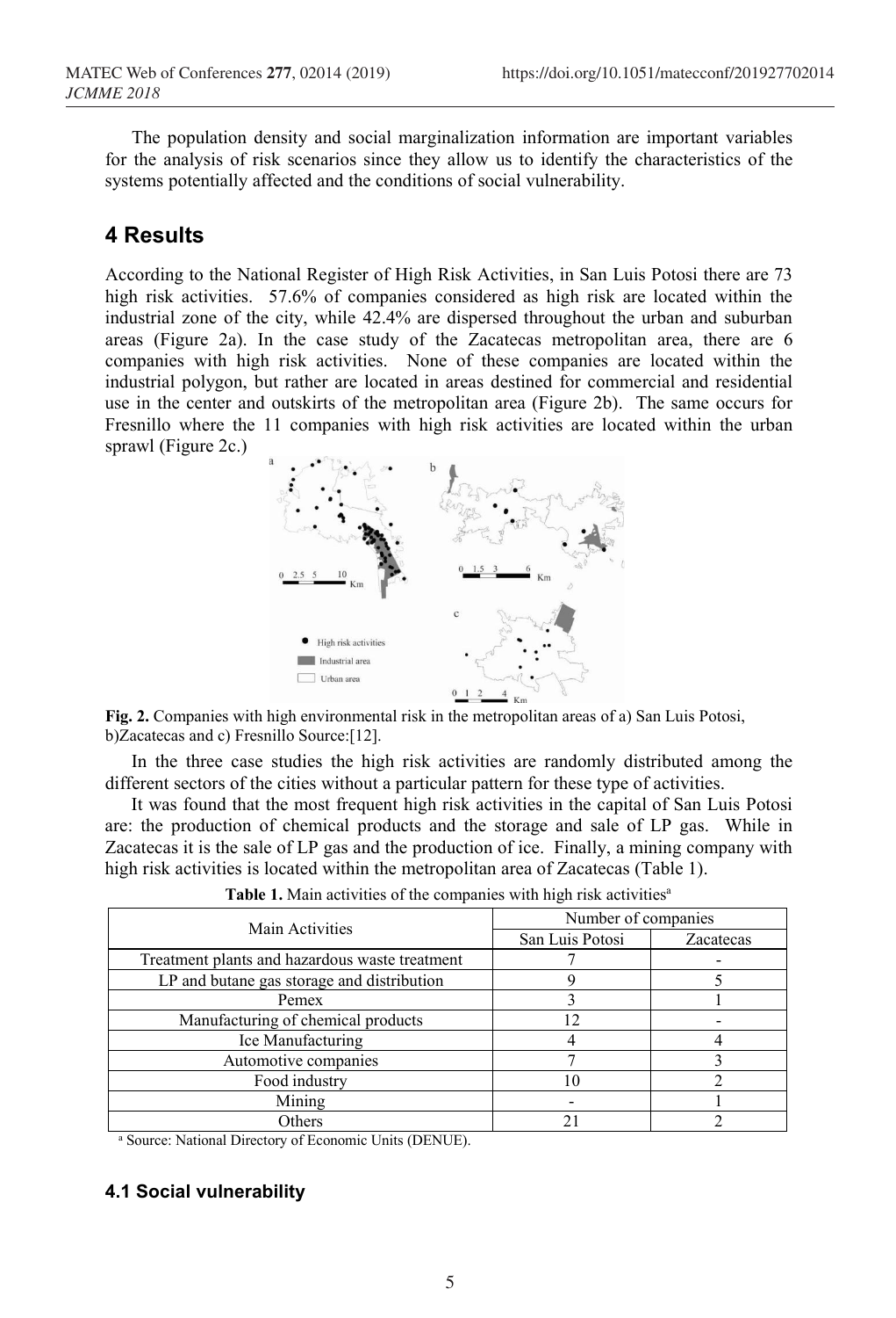The population density and social marginalization information are important variables for the analysis of risk scenarios since they allow us to identify the characteristics of the systems potentially affected and the conditions of social vulnerability.

## 4 Results

According to the National Register of High Risk Activities, in San Luis Potosi there are 73 high risk activities. 57.6% of companies considered as high risk are located within the industrial zone of the city, while 42.4% are dispersed throughout the urban and suburban areas (Figure 2a). In the case study of the Zacatecas metropolitan area, there are 6 companies with high risk activities. None of these companies are located within the industrial polygon, but rather are located in areas destined for commercial and residential use in the center and outskirts of the metropolitan area (Figure 2b). The same occurs for Fresnillo where the 11 companies with high risk activities are located within the urban sprawl (Figure 2c.)

**Fig. 2.** Companies with high environmental risk in the metropolitan areas of a) San Luis Potosi, b)Zacatecas and c) Fresnillo Source:[12].

In the three case studies the high risk activities are randomly distributed among the different sectors of the cities without a particular pattern for these type of activities.

It was found that the most frequent high risk activities in the capital of San Luis Potosi are: the production of chemical products and the storage and sale of LP gas. While in Zacatecas it is the sale of LP gas and the production of ice. Finally, a mining company with high risk activities is located within the metropolitan area of Zacatecas (Table 1).

**Table 1.** Main activities of the companies with high risk activities[a]

| Main Activities | Number of companies | |
|---|---|---|
| | San Luis Potosi | Zacatecas |
| Treatment plants and hazardous waste treatment | 7 | - |
| LP and butane gas storage and distribution | 9 | 5 |
| Pemex | 3 | 1 |
| Manufacturing of chemical products | 12 | - |
| Ice Manufacturing | 4 | 4 |
| Automotive companies | 7 | 3 |
| Food industry | 10 | 2 |
| Mining | - | 1 |
| Others | 21 | 2 |

[a] Source: National Directory of Economic Units (DENUE).

### 4.1 Social vulnerability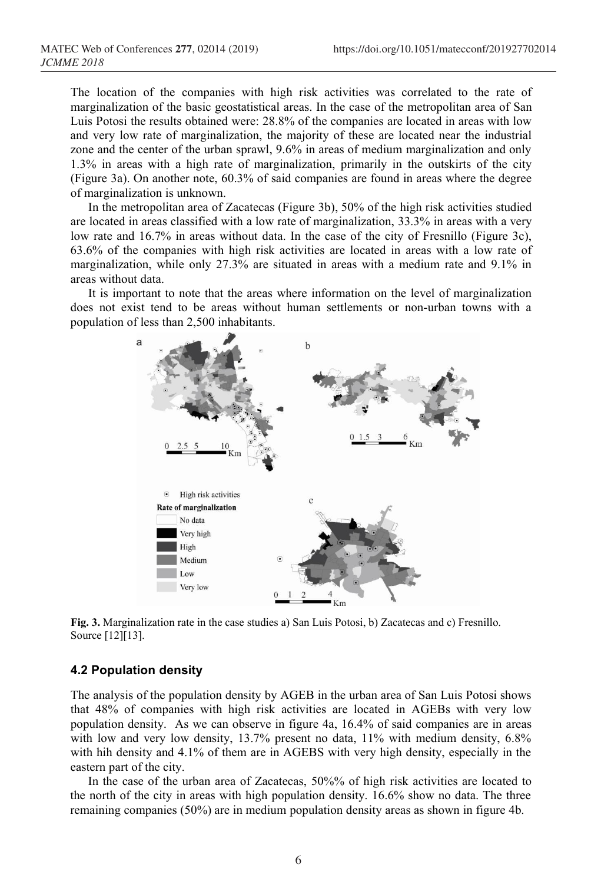The location of the companies with high risk activities was correlated to the rate of marginalization of the basic geostatistical areas. In the case of the metropolitan area of San Luis Potosi the results obtained were: 28.8% of the companies are located in areas with low and very low rate of marginalization, the majority of these are located near the industrial zone and the center of the urban sprawl, 9.6% in areas of medium marginalization and only 1.3% in areas with a high rate of marginalization, primarily in the outskirts of the city (Figure 3a). On another note, 60.3% of said companies are found in areas where the degree of marginalization is unknown.

In the metropolitan area of Zacatecas (Figure 3b), 50% of the high risk activities studied are located in areas classified with a low rate of marginalization, 33.3% in areas with a very low rate and 16.7% in areas without data. In the case of the city of Fresnillo (Figure 3c), 63.6% of the companies with high risk activities are located in areas with a low rate of marginalization, while only 27.3% are situated in areas with a medium rate and 9.1% in areas without data.

It is important to note that the areas where information on the level of marginalization does not exist tend to be areas without human settlements or non-urban towns with a population of less than 2,500 inhabitants.

**Fig. 3.** Marginalization rate in the case studies a) San Luis Potosi, b) Zacatecas and c) Fresnillo. Source [12][13].

### 4.2 Population density

The analysis of the population density by AGEB in the urban area of San Luis Potosi shows that 48% of companies with high risk activities are located in AGEBs with very low population density. As we can observe in figure 4a, 16.4% of said companies are in areas with low and very low density, 13.7% present no data, 11% with medium density, 6.8% with hih density and 4.1% of them are in AGEBS with very high density, especially in the eastern part of the city.

In the case of the urban area of Zacatecas, 50%% of high risk activities are located to the north of the city in areas with high population density. 16.6% show no data. The three remaining companies (50%) are in medium population density areas as shown in figure 4b.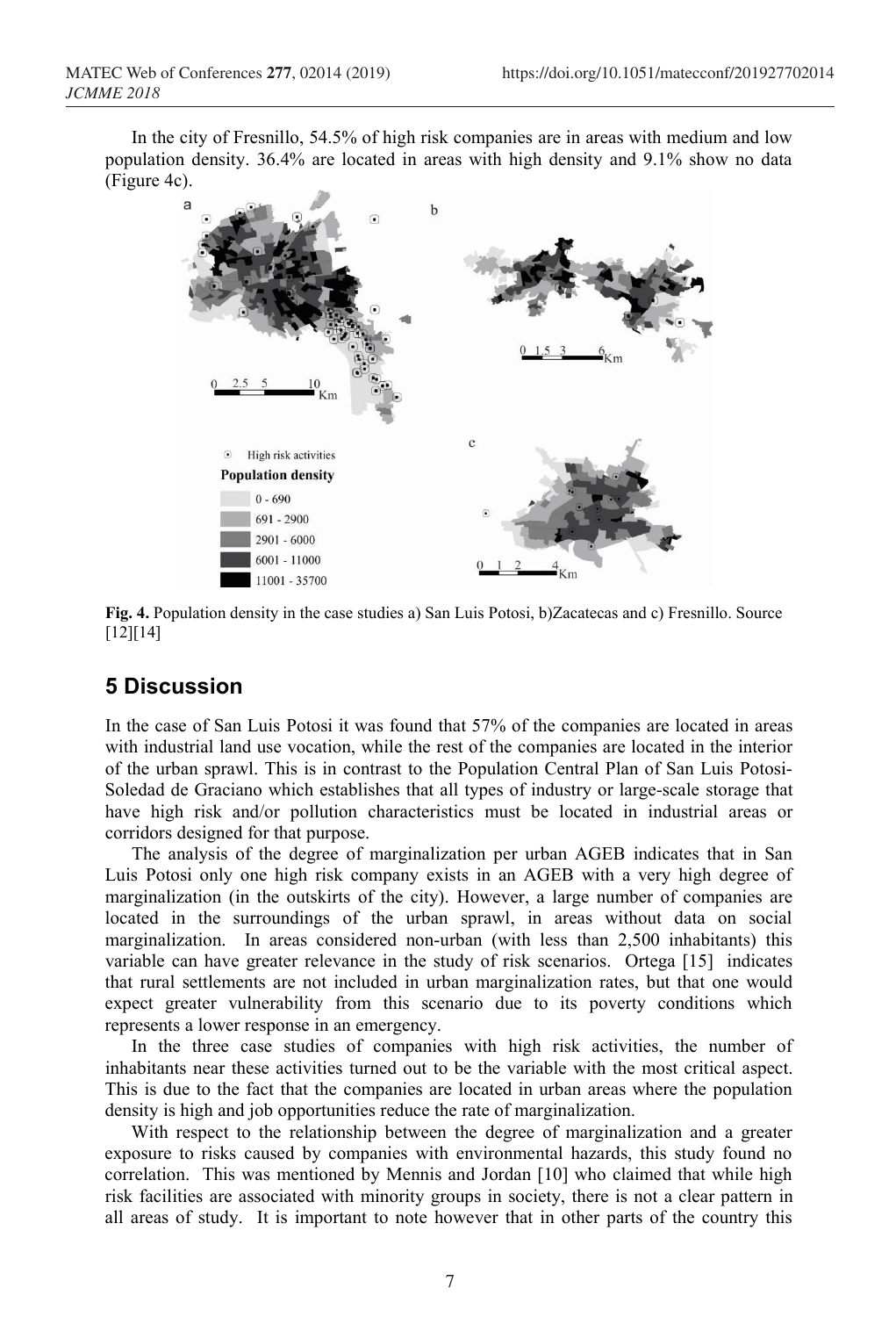In the city of Fresnillo, 54.5% of high risk companies are in areas with medium and low population density. 36.4% are located in areas with high density and 9.1% show no data (Figure 4c).

**Fig. 4.** Population density in the case studies a) San Luis Potosi, b)Zacatecas and c) Fresnillo. Source [12][14]

## 5 Discussion

In the case of San Luis Potosi it was found that 57% of the companies are located in areas with industrial land use vocation, while the rest of the companies are located in the interior of the urban sprawl. This is in contrast to the Population Central Plan of San Luis Potosi-Soledad de Graciano which establishes that all types of industry or large-scale storage that have high risk and/or pollution characteristics must be located in industrial areas or corridors designed for that purpose.

The analysis of the degree of marginalization per urban AGEB indicates that in San Luis Potosi only one high risk company exists in an AGEB with a very high degree of marginalization (in the outskirts of the city). However, a large number of companies are located in the surroundings of the urban sprawl, in areas without data on social marginalization. In areas considered non-urban (with less than 2,500 inhabitants) this variable can have greater relevance in the study of risk scenarios. Ortega [15] indicates that rural settlements are not included in urban marginalization rates, but that one would expect greater vulnerability from this scenario due to its poverty conditions which represents a lower response in an emergency.

In the three case studies of companies with high risk activities, the number of inhabitants near these activities turned out to be the variable with the most critical aspect. This is due to the fact that the companies are located in urban areas where the population density is high and job opportunities reduce the rate of marginalization.

With respect to the relationship between the degree of marginalization and a greater exposure to risks caused by companies with environmental hazards, this study found no correlation. This was mentioned by Mennis and Jordan [10] who claimed that while high risk facilities are associated with minority groups in society, there is not a clear pattern in all areas of study. It is important to note however that in other parts of the country this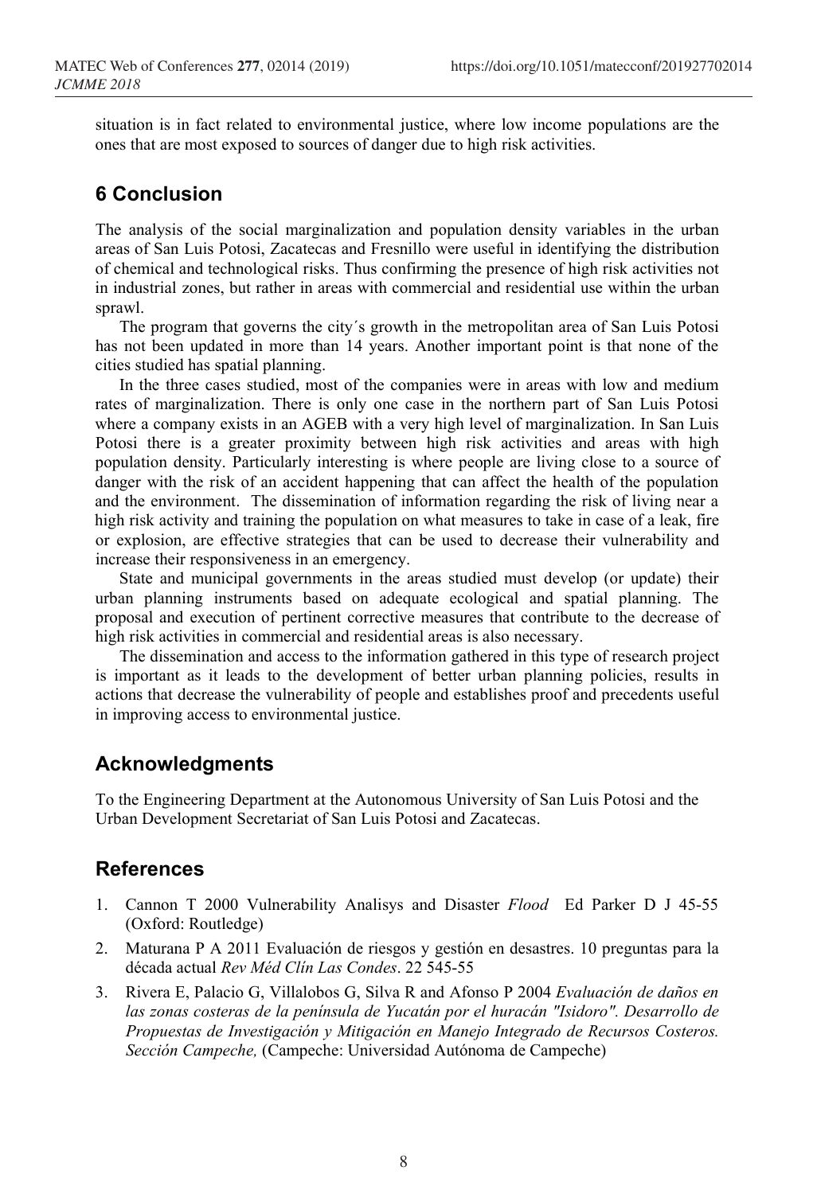situation is in fact related to environmental justice, where low income populations are the ones that are most exposed to sources of danger due to high risk activities.

## 6 Conclusion

The analysis of the social marginalization and population density variables in the urban areas of San Luis Potosi, Zacatecas and Fresnillo were useful in identifying the distribution of chemical and technological risks. Thus confirming the presence of high risk activities not in industrial zones, but rather in areas with commercial and residential use within the urban sprawl.

The program that governs the city´s growth in the metropolitan area of San Luis Potosi has not been updated in more than 14 years. Another important point is that none of the cities studied has spatial planning.

In the three cases studied, most of the companies were in areas with low and medium rates of marginalization. There is only one case in the northern part of San Luis Potosi where a company exists in an AGEB with a very high level of marginalization. In San Luis Potosi there is a greater proximity between high risk activities and areas with high population density. Particularly interesting is where people are living close to a source of danger with the risk of an accident happening that can affect the health of the population and the environment. The dissemination of information regarding the risk of living near a high risk activity and training the population on what measures to take in case of a leak, fire or explosion, are effective strategies that can be used to decrease their vulnerability and increase their responsiveness in an emergency.

State and municipal governments in the areas studied must develop (or update) their urban planning instruments based on adequate ecological and spatial planning. The proposal and execution of pertinent corrective measures that contribute to the decrease of high risk activities in commercial and residential areas is also necessary.

The dissemination and access to the information gathered in this type of research project is important as it leads to the development of better urban planning policies, results in actions that decrease the vulnerability of people and establishes proof and precedents useful in improving access to environmental justice.

## Acknowledgments

To the Engineering Department at the Autonomous University of San Luis Potosi and the Urban Development Secretariat of San Luis Potosi and Zacatecas.

## References

1. Cannon T 2000 Vulnerability Analisys and Disaster *Flood* Ed Parker D J 45-55 (Oxford: Routledge)
2. Maturana P A 2011 Evaluación de riesgos y gestión en desastres. 10 preguntas para la década actual *Rev Méd Clín Las Condes*. 22 545-55
3. Rivera E, Palacio G, Villalobos G, Silva R and Afonso P 2004 *Evaluación de daños en las zonas costeras de la península de Yucatán por el huracán "Isidoro". Desarrollo de Propuestas de Investigación y Mitigación en Manejo Integrado de Recursos Costeros. Sección Campeche,* (Campeche: Universidad Autónoma de Campeche)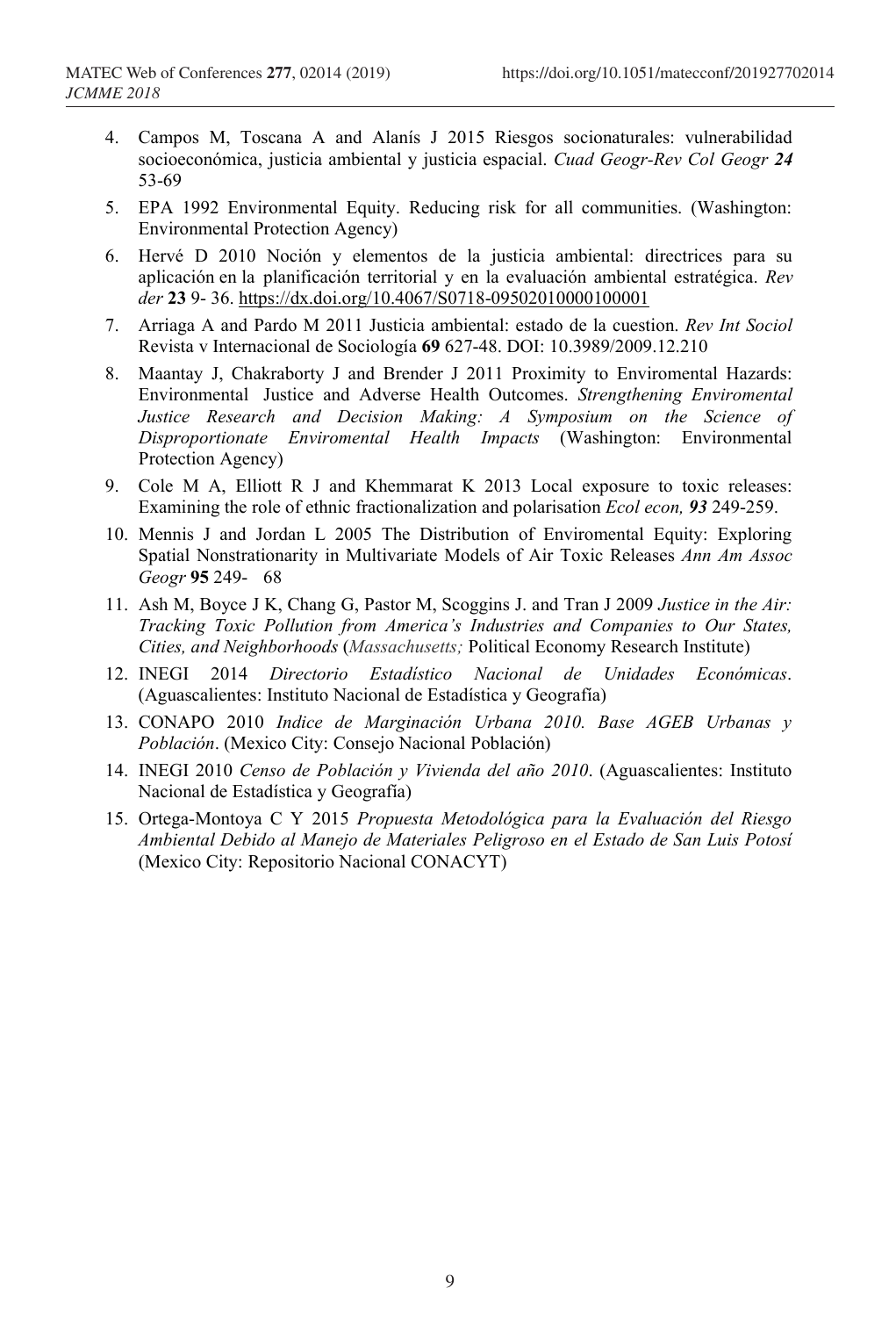4. Campos M, Toscana A and Alanís J 2015 Riesgos socionaturales: vulnerabilidad socioeconómica, justicia ambiental y justicia espacial. *Cuad Geogr-Rev Col Geogr* ***24*** 53-69
5. EPA 1992 Environmental Equity. Reducing risk for all communities. (Washington: Environmental Protection Agency)
6. Hervé D 2010 Noción y elementos de la justicia ambiental: directrices para su aplicación en la planificación territorial y en la evaluación ambiental estratégica. *Rev der* **23** 9- 36. https://dx.doi.org/10.4067/S0718-09502010000100001
7. Arriaga A and Pardo M 2011 Justicia ambiental: estado de la cuestion. *Rev Int Sociol* Revista v Internacional de Sociología **69** 627-48. DOI: 10.3989/2009.12.210
8. Maantay J, Chakraborty J and Brender J 2011 Proximity to Enviromental Hazards: Environmental Justice and Adverse Health Outcomes. *Strengthening Enviromental Justice Research and Decision Making: A Symposium on the Science of Disproportionate Enviromental Health Impacts* (Washington: Environmental Protection Agency)
9. Cole M A, Elliott R J and Khemmarat K 2013 Local exposure to toxic releases: Examining the role of ethnic fractionalization and polarisation *Ecol econ,* ***93*** 249-259.
10. Mennis J and Jordan L 2005 The Distribution of Enviromental Equity: Exploring Spatial Nonstrationarity in Multivariate Models of Air Toxic Releases *Ann Am Assoc Geogr* **95** 249- 68
11. Ash M, Boyce J K, Chang G, Pastor M, Scoggins J. and Tran J 2009 *Justice in the Air: Tracking Toxic Pollution from America's Industries and Companies to Our States, Cities, and Neighborhoods* (*Massachusetts;* Political Economy Research Institute)
12. INEGI 2014 *Directorio Estadístico Nacional de Unidades Económicas*. (Aguascalientes: Instituto Nacional de Estadística y Geografía)
13. CONAPO 2010 *Indice de Marginación Urbana 2010. Base AGEB Urbanas y Población*. (Mexico City: Consejo Nacional Población)
14. INEGI 2010 *Censo de Población y Vivienda del año 2010*. (Aguascalientes: Instituto Nacional de Estadística y Geografía)
15. Ortega-Montoya C Y 2015 *Propuesta Metodológica para la Evaluación del Riesgo Ambiental Debido al Manejo de Materiales Peligroso en el Estado de San Luis Potosí* (Mexico City: Repositorio Nacional CONACYT)